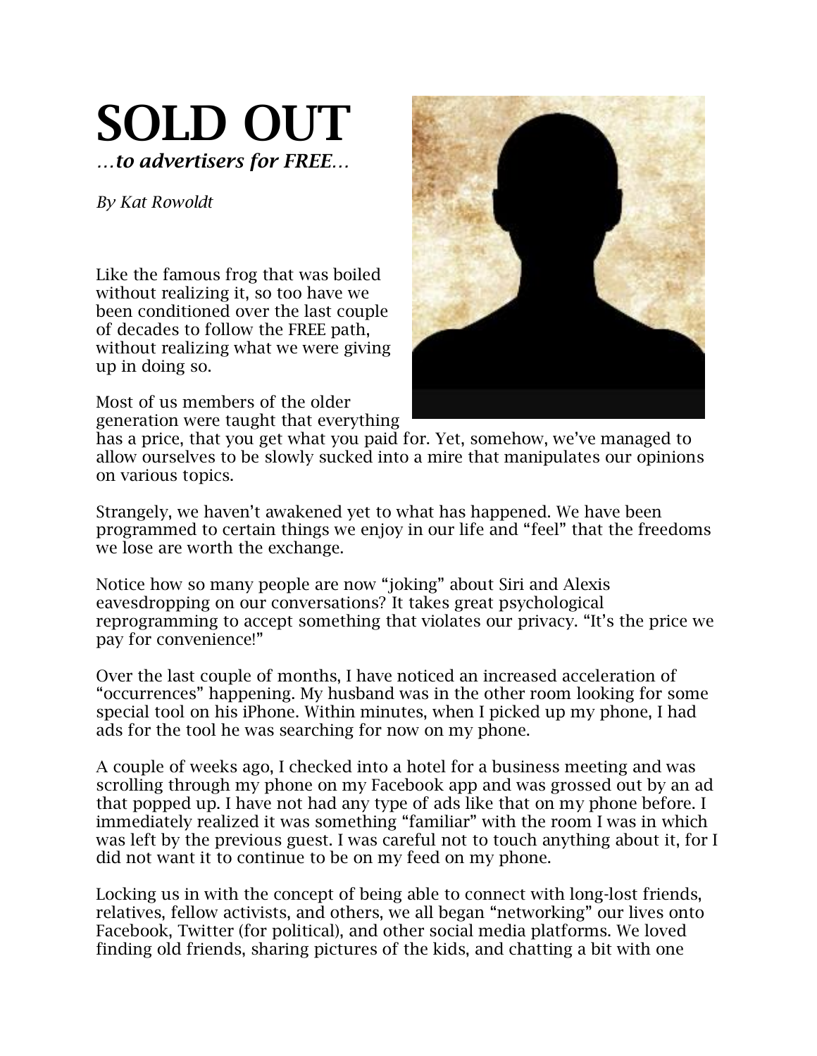# SOLD OUT

***…to advertisers for FREE…***

*By Kat Rowoldt*

Like the famous frog that was boiled without realizing it, so too have we been conditioned over the last couple of decades to follow the FREE path, without realizing what we were giving up in doing so.

Most of us members of the older generation were taught that everything has a price, that you get what you paid for. Yet, somehow, we've managed to allow ourselves to be slowly sucked into a mire that manipulates our opinions on various topics.

Strangely, we haven't awakened yet to what has happened. We have been programmed to certain things we enjoy in our life and "feel" that the freedoms we lose are worth the exchange.

Notice how so many people are now "joking" about Siri and Alexis eavesdropping on our conversations? It takes great psychological reprogramming to accept something that violates our privacy. "It's the price we pay for convenience!"

Over the last couple of months, I have noticed an increased acceleration of "occurrences" happening. My husband was in the other room looking for some special tool on his iPhone. Within minutes, when I picked up my phone, I had ads for the tool he was searching for now on my phone.

A couple of weeks ago, I checked into a hotel for a business meeting and was scrolling through my phone on my Facebook app and was grossed out by an ad that popped up. I have not had any type of ads like that on my phone before. I immediately realized it was something "familiar" with the room I was in which was left by the previous guest. I was careful not to touch anything about it, for I did not want it to continue to be on my feed on my phone.

Locking us in with the concept of being able to connect with long-lost friends, relatives, fellow activists, and others, we all began "networking" our lives onto Facebook, Twitter (for political), and other social media platforms. We loved finding old friends, sharing pictures of the kids, and chatting a bit with one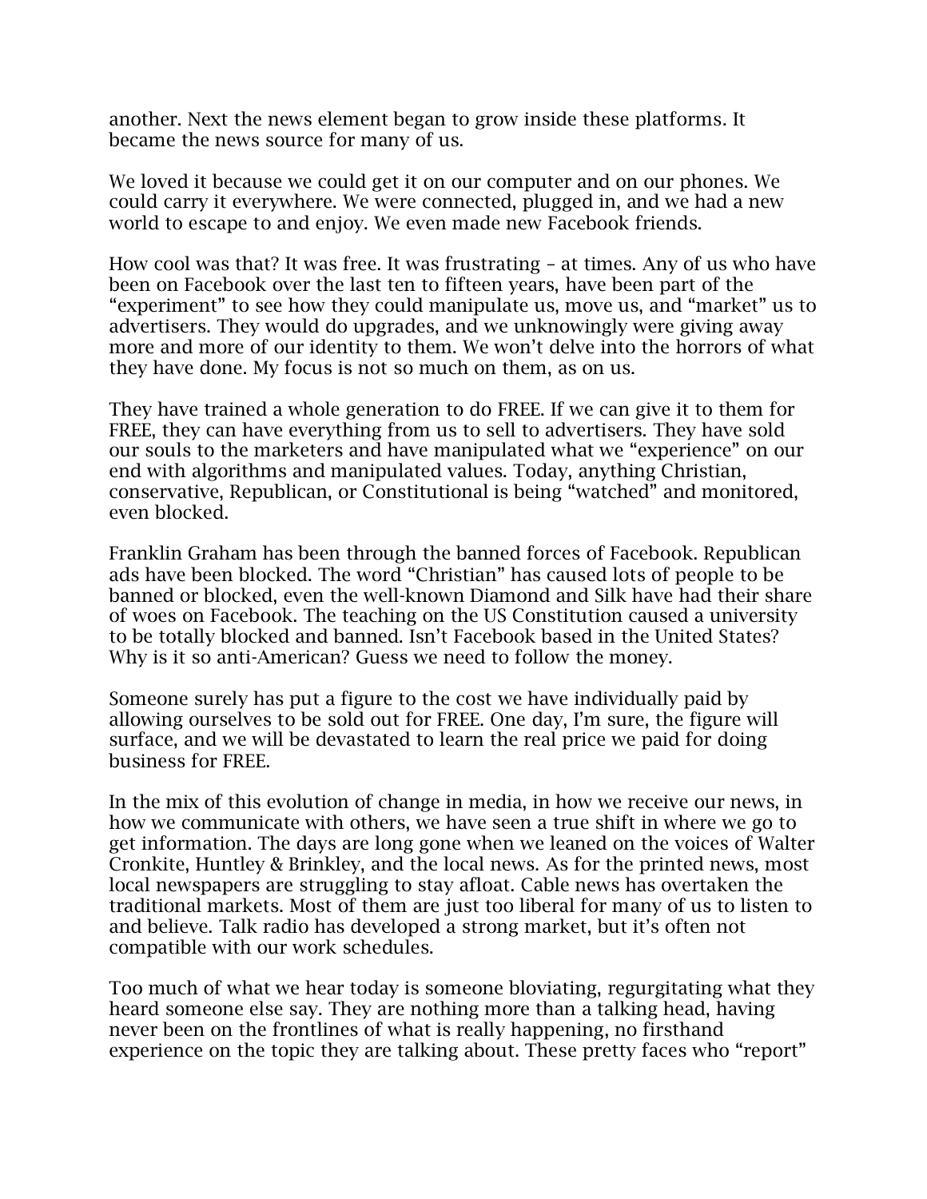another. Next the news element began to grow inside these platforms. It became the news source for many of us.

We loved it because we could get it on our computer and on our phones. We could carry it everywhere. We were connected, plugged in, and we had a new world to escape to and enjoy. We even made new Facebook friends.

How cool was that? It was free. It was frustrating – at times. Any of us who have been on Facebook over the last ten to fifteen years, have been part of the "experiment" to see how they could manipulate us, move us, and "market" us to advertisers. They would do upgrades, and we unknowingly were giving away more and more of our identity to them. We won't delve into the horrors of what they have done. My focus is not so much on them, as on us.

They have trained a whole generation to do FREE. If we can give it to them for FREE, they can have everything from us to sell to advertisers. They have sold our souls to the marketers and have manipulated what we "experience" on our end with algorithms and manipulated values. Today, anything Christian, conservative, Republican, or Constitutional is being "watched" and monitored, even blocked.

Franklin Graham has been through the banned forces of Facebook. Republican ads have been blocked. The word "Christian" has caused lots of people to be banned or blocked, even the well-known Diamond and Silk have had their share of woes on Facebook. The teaching on the US Constitution caused a university to be totally blocked and banned. Isn't Facebook based in the United States? Why is it so anti-American? Guess we need to follow the money.

Someone surely has put a figure to the cost we have individually paid by allowing ourselves to be sold out for FREE. One day, I'm sure, the figure will surface, and we will be devastated to learn the real price we paid for doing business for FREE.

In the mix of this evolution of change in media, in how we receive our news, in how we communicate with others, we have seen a true shift in where we go to get information. The days are long gone when we leaned on the voices of Walter Cronkite, Huntley & Brinkley, and the local news. As for the printed news, most local newspapers are struggling to stay afloat. Cable news has overtaken the traditional markets. Most of them are just too liberal for many of us to listen to and believe. Talk radio has developed a strong market, but it's often not compatible with our work schedules.

Too much of what we hear today is someone bloviating, regurgitating what they heard someone else say. They are nothing more than a talking head, having never been on the frontlines of what is really happening, no firsthand experience on the topic they are talking about. These pretty faces who "report"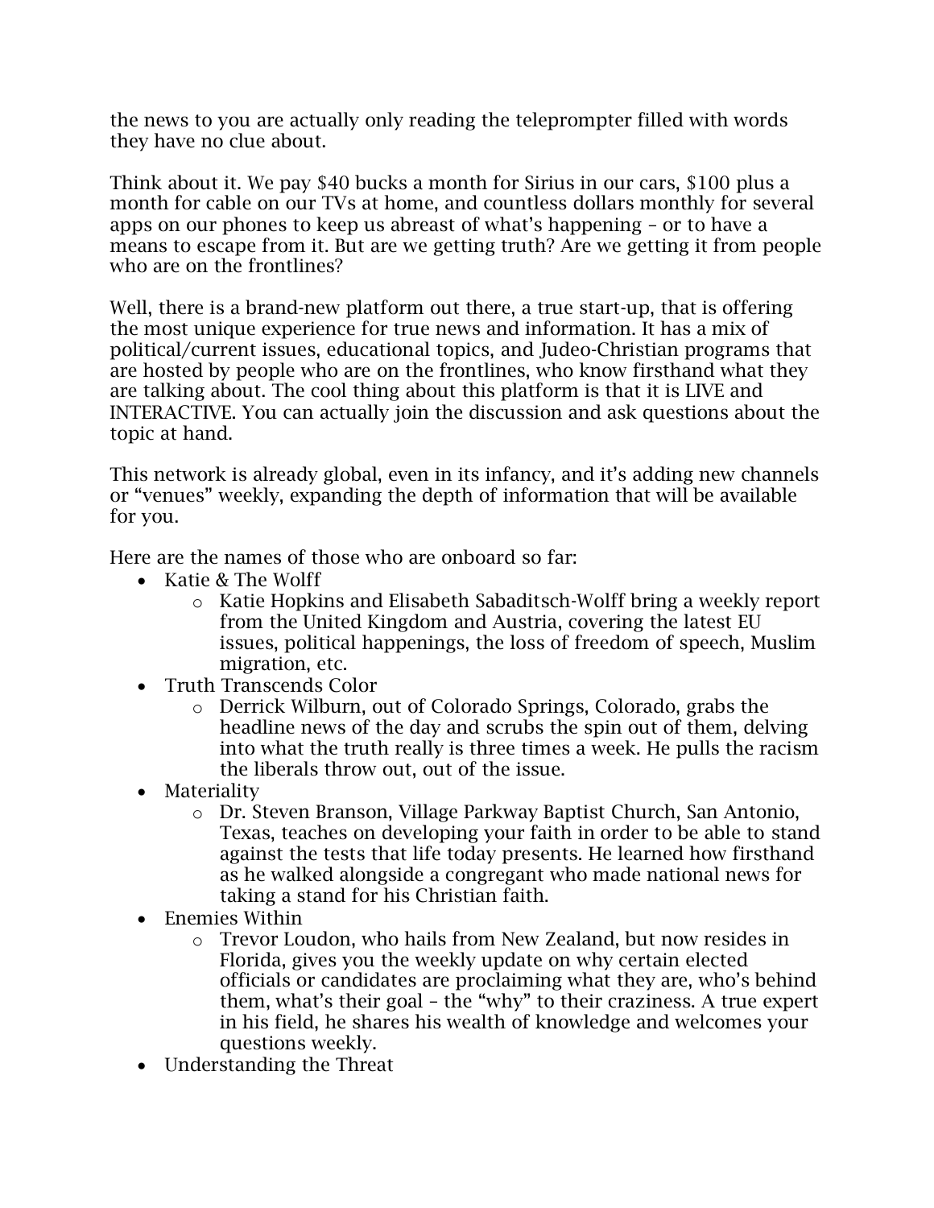the news to you are actually only reading the teleprompter filled with words they have no clue about.

Think about it. We pay $40 bucks a month for Sirius in our cars, $100 plus a month for cable on our TVs at home, and countless dollars monthly for several apps on our phones to keep us abreast of what's happening – or to have a means to escape from it. But are we getting truth? Are we getting it from people who are on the frontlines?

Well, there is a brand-new platform out there, a true start-up, that is offering the most unique experience for true news and information. It has a mix of political/current issues, educational topics, and Judeo-Christian programs that are hosted by people who are on the frontlines, who know firsthand what they are talking about. The cool thing about this platform is that it is LIVE and INTERACTIVE. You can actually join the discussion and ask questions about the topic at hand.

This network is already global, even in its infancy, and it's adding new channels or "venues" weekly, expanding the depth of information that will be available for you.

Here are the names of those who are onboard so far:

- Katie & The Wolff
  - Katie Hopkins and Elisabeth Sabaditsch-Wolff bring a weekly report from the United Kingdom and Austria, covering the latest EU issues, political happenings, the loss of freedom of speech, Muslim migration, etc.
- Truth Transcends Color
  - Derrick Wilburn, out of Colorado Springs, Colorado, grabs the headline news of the day and scrubs the spin out of them, delving into what the truth really is three times a week. He pulls the racism the liberals throw out, out of the issue.
- Materiality
  - Dr. Steven Branson, Village Parkway Baptist Church, San Antonio, Texas, teaches on developing your faith in order to be able to stand against the tests that life today presents. He learned how firsthand as he walked alongside a congregant who made national news for taking a stand for his Christian faith.
- Enemies Within
  - Trevor Loudon, who hails from New Zealand, but now resides in Florida, gives you the weekly update on why certain elected officials or candidates are proclaiming what they are, who's behind them, what's their goal – the "why" to their craziness. A true expert in his field, he shares his wealth of knowledge and welcomes your questions weekly.
- Understanding the Threat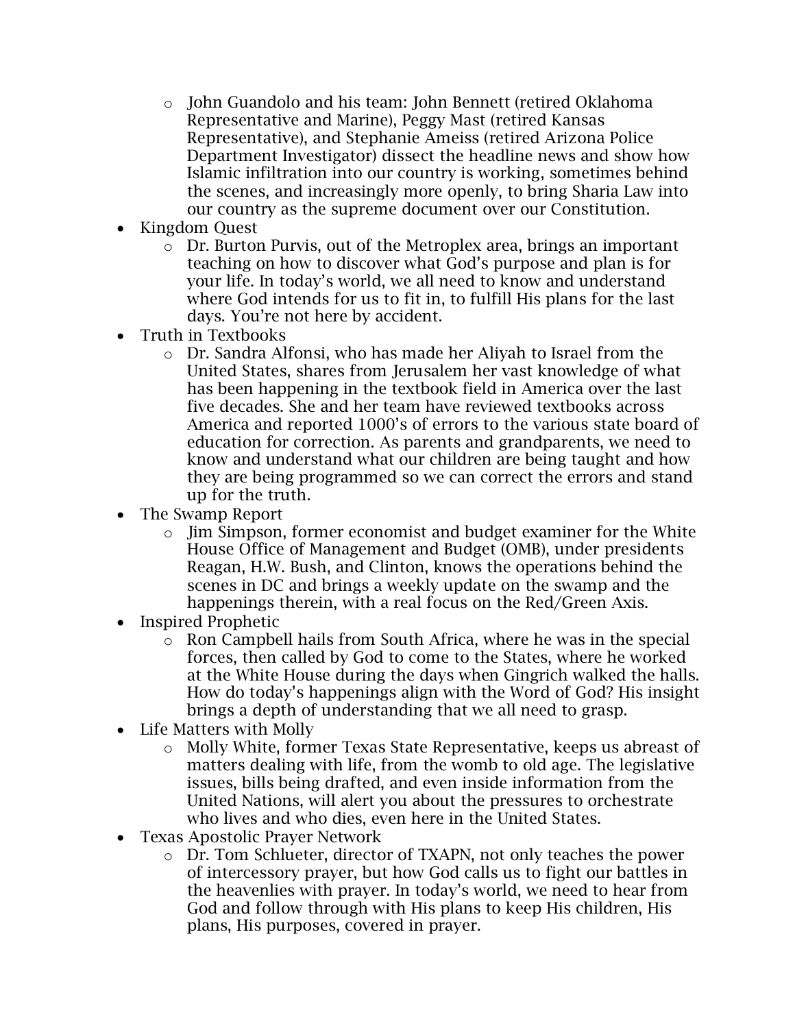- John Guandolo and his team: John Bennett (retired Oklahoma Representative and Marine), Peggy Mast (retired Kansas Representative), and Stephanie Ameiss (retired Arizona Police Department Investigator) dissect the headline news and show how Islamic infiltration into our country is working, sometimes behind the scenes, and increasingly more openly, to bring Sharia Law into our country as the supreme document over our Constitution.
- Kingdom Quest
  - Dr. Burton Purvis, out of the Metroplex area, brings an important teaching on how to discover what God's purpose and plan is for your life. In today's world, we all need to know and understand where God intends for us to fit in, to fulfill His plans for the last days. You're not here by accident.
- Truth in Textbooks
  - Dr. Sandra Alfonsi, who has made her Aliyah to Israel from the United States, shares from Jerusalem her vast knowledge of what has been happening in the textbook field in America over the last five decades. She and her team have reviewed textbooks across America and reported 1000's of errors to the various state board of education for correction. As parents and grandparents, we need to know and understand what our children are being taught and how they are being programmed so we can correct the errors and stand up for the truth.
- The Swamp Report
  - Jim Simpson, former economist and budget examiner for the White House Office of Management and Budget (OMB), under presidents Reagan, H.W. Bush, and Clinton, knows the operations behind the scenes in DC and brings a weekly update on the swamp and the happenings therein, with a real focus on the Red/Green Axis.
- Inspired Prophetic
  - Ron Campbell hails from South Africa, where he was in the special forces, then called by God to come to the States, where he worked at the White House during the days when Gingrich walked the halls. How do today's happenings align with the Word of God? His insight brings a depth of understanding that we all need to grasp.
- Life Matters with Molly
  - Molly White, former Texas State Representative, keeps us abreast of matters dealing with life, from the womb to old age. The legislative issues, bills being drafted, and even inside information from the United Nations, will alert you about the pressures to orchestrate who lives and who dies, even here in the United States.
- Texas Apostolic Prayer Network
  - Dr. Tom Schlueter, director of TXAPN, not only teaches the power of intercessory prayer, but how God calls us to fight our battles in the heavenlies with prayer. In today's world, we need to hear from God and follow through with His plans to keep His children, His plans, His purposes, covered in prayer.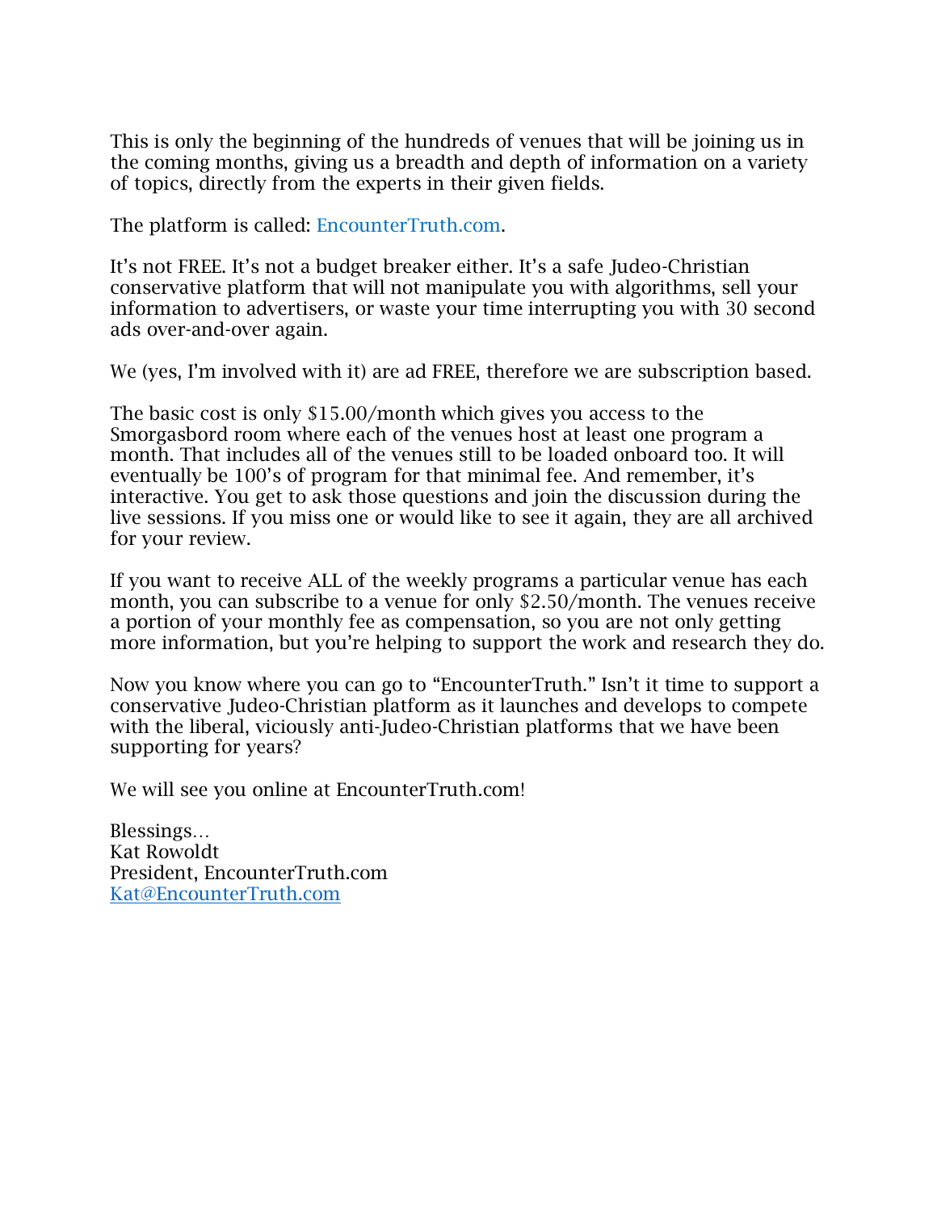This is only the beginning of the hundreds of venues that will be joining us in the coming months, giving us a breadth and depth of information on a variety of topics, directly from the experts in their given fields.

The platform is called: EncounterTruth.com.

It's not FREE. It's not a budget breaker either. It's a safe Judeo-Christian conservative platform that will not manipulate you with algorithms, sell your information to advertisers, or waste your time interrupting you with 30 second ads over-and-over again.

We (yes, I'm involved with it) are ad FREE, therefore we are subscription based.

The basic cost is only $15.00/month which gives you access to the Smorgasbord room where each of the venues host at least one program a month. That includes all of the venues still to be loaded onboard too. It will eventually be 100's of program for that minimal fee. And remember, it's interactive. You get to ask those questions and join the discussion during the live sessions. If you miss one or would like to see it again, they are all archived for your review.

If you want to receive ALL of the weekly programs a particular venue has each month, you can subscribe to a venue for only $2.50/month. The venues receive a portion of your monthly fee as compensation, so you are not only getting more information, but you're helping to support the work and research they do.

Now you know where you can go to "EncounterTruth." Isn't it time to support a conservative Judeo-Christian platform as it launches and develops to compete with the liberal, viciously anti-Judeo-Christian platforms that we have been supporting for years?

We will see you online at EncounterTruth.com!

Blessings…
Kat Rowoldt
President, EncounterTruth.com
Kat@EncounterTruth.com